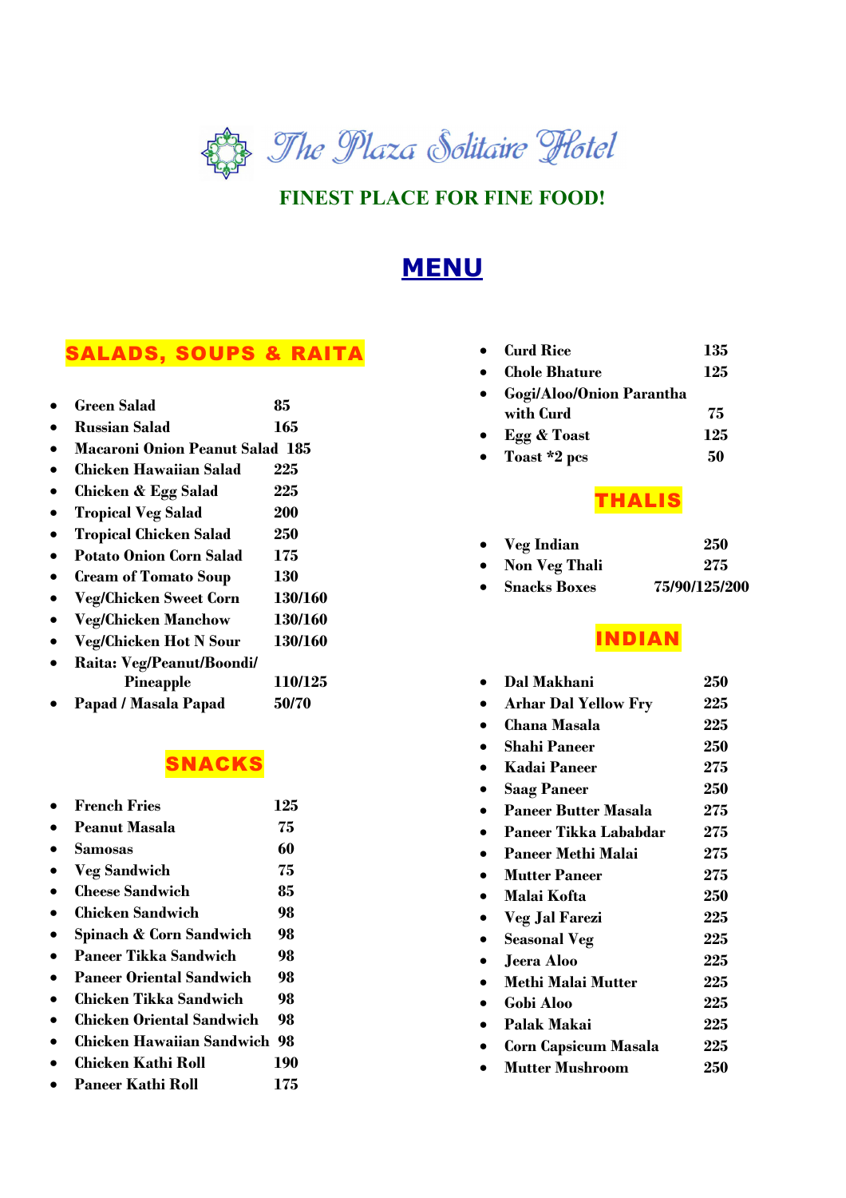# The Plaza Solitaire Hotel

**FINEST PLACE FOR FINE FOOD!**

## MENU

### SALADS, SOUPS & RAITA

- **Green Salad** 85
- **Russian Salad** 165
- **Macaroni Onion Peanut Salad** 185
- **Chicken Hawaiian Salad** 225
- **Chicken & Egg Salad** 225
- **Tropical Veg Salad** 200
- **Tropical Chicken Salad** 250
- **Potato Onion Corn Salad** 175
- **Cream of Tomato Soup** 130
- **Veg/Chicken Sweet Corn** 130/160
- **Veg/Chicken Manchow** 130/160
- **Veg/Chicken Hot N Sour** 130/160
- **Raita: Veg/Peanut/Boondi/ Pineapple** 110/125
- **Papad / Masala Papad** 50/70

### SNACKS

- **French Fries** 125
- **Peanut Masala** 75
- **Samosas** 60
- **Veg Sandwich** 75
- **Cheese Sandwich** 85
- **Chicken Sandwich** 98
- **Spinach & Corn Sandwich** 98
- **Paneer Tikka Sandwich** 98
- **Paneer Oriental Sandwich** 98
- **Chicken Tikka Sandwich** 98
- **Chicken Oriental Sandwich** 98
- **Chicken Hawaiian Sandwich** 98
- **Chicken Kathi Roll** 190
- **Paneer Kathi Roll** 175
- **Curd Rice** 135
- **Chole Bhature** 125
- **Gogi/Aloo/Onion Parantha with Curd** 75
- **Egg & Toast** 125
- **Toast *2 pcs** 50

### THALIS

- **Veg Indian** 250
- **Non Veg Thali** 275
- **Snacks Boxes** 75/90/125/200

### INDIAN

- **Dal Makhani** 250
- **Arhar Dal Yellow Fry** 225
- **Chana Masala** 225
- **Shahi Paneer** 250
- **Kadai Paneer** 275
- **Saag Paneer** 250
- **Paneer Butter Masala** 275
- **Paneer Tikka Lababdar** 275
- **Paneer Methi Malai** 275
- **Mutter Paneer** 275
- **Malai Kofta** 250
- **Veg Jal Farezi** 225
- **Seasonal Veg** 225
- **Jeera Aloo** 225
- **Methi Malai Mutter** 225
- **Gobi Aloo** 225
- **Palak Makai** 225
- **Corn Capsicum Masala** 225
- **Mutter Mushroom** 250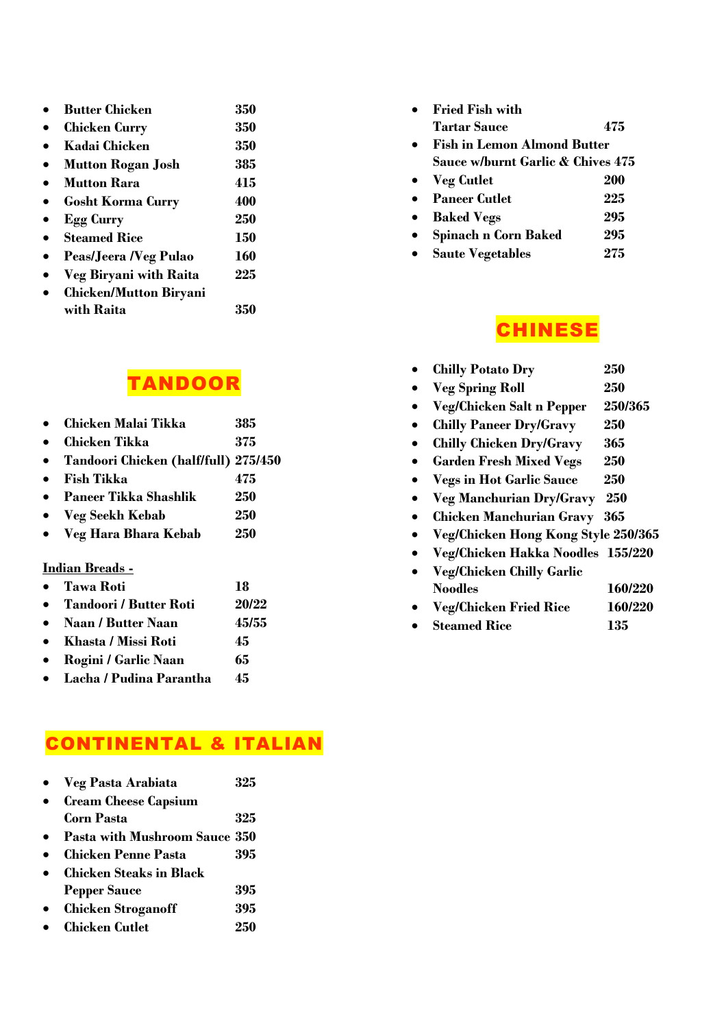- **Butter Chicken** **350**
- **Chicken Curry** **350**
- **Kadai Chicken** **350**
- **Mutton Rogan Josh** **385**
- **Mutton Rara** **415**
- **Gosht Korma Curry** **400**
- **Egg Curry** **250**
- **Steamed Rice** **150**
- **Peas/Jeera /Veg Pulao** **160**
- **Veg Biryani with Raita** **225**
- **Chicken/Mutton Biryani with Raita** **350**

## TANDOOR

- **Chicken Malai Tikka** **385**
- **Chicken Tikka** **375**
- **Tandoori Chicken (half/full)** **275/450**
- **Fish Tikka** **475**
- **Paneer Tikka Shashlik** **250**
- **Veg Seekh Kebab** **250**
- **Veg Hara Bhara Kebab** **250**

**Indian Breads -**

- **Tawa Roti** **18**
- **Tandoori / Butter Roti** **20/22**
- **Naan / Butter Naan** **45/55**
- **Khasta / Missi Roti** **45**
- **Rogini / Garlic Naan** **65**
- **Lacha / Pudina Parantha** **45**

## CONTINENTAL & ITALIAN

- **Veg Pasta Arabiata** **325**
- **Cream Cheese Capsium Corn Pasta** **325**
- **Pasta with Mushroom Sauce** **350**
- **Chicken Penne Pasta** **395**
- **Chicken Steaks in Black Pepper Sauce** **395**
- **Chicken Stroganoff** **395**
- **Chicken Cutlet** **250**
- **Fried Fish with Tartar Sauce** **475**
- **Fish in Lemon Almond Butter Sauce w/burnt Garlic & Chives** **475**
- **Veg Cutlet** **200**
- **Paneer Cutlet** **225**
- **Baked Vegs** **295**
- **Spinach n Corn Baked** **295**
- **Saute Vegetables** **275**

## CHINESE

- **Chilly Potato Dry** **250**
- **Veg Spring Roll** **250**
- **Veg/Chicken Salt n Pepper** **250/365**
- **Chilly Paneer Dry/Gravy** **250**
- **Chilly Chicken Dry/Gravy** **365**
- **Garden Fresh Mixed Vegs** **250**
- **Vegs in Hot Garlic Sauce** **250**
- **Veg Manchurian Dry/Gravy** **250**
- **Chicken Manchurian Gravy** **365**
- **Veg/Chicken Hong Kong Style** **250/365**
- **Veg/Chicken Hakka Noodles** **155/220**
- **Veg/Chicken Chilly Garlic Noodles** **160/220**
- **Veg/Chicken Fried Rice** **160/220**
- **Steamed Rice** **135**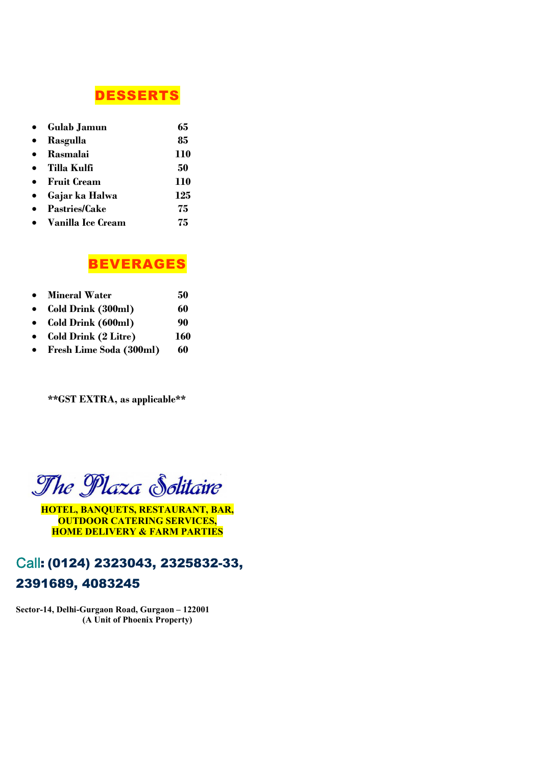## DESSERTS

| | |
|---|---|
| Gulab Jamun | 65 |
| Rasgulla | 85 |
| Rasmalai | 110 |
| Tilla Kulfi | 50 |
| Fruit Cream | 110 |
| Gajar ka Halwa | 125 |
| Pastries/Cake | 75 |
| Vanilla Ice Cream | 75 |

## BEVERAGES

| | |
|---|---|
| Mineral Water | 50 |
| Cold Drink (300ml) | 60 |
| Cold Drink (600ml) | 90 |
| Cold Drink (2 Litre) | 160 |
| Fresh Lime Soda (300ml) | 60 |

**GST EXTRA, as applicable**

*The Plaza Solitaire*

**HOTEL, BANQUETS, RESTAURANT, BAR, OUTDOOR CATERING SERVICES, HOME DELIVERY & FARM PARTIES**

**Call: (0124) 2323043, 2325832-33, 2391689, 4083245**

**Sector-14, Delhi-Gurgaon Road, Gurgaon – 122001**
**(A Unit of Phoenix Property)**